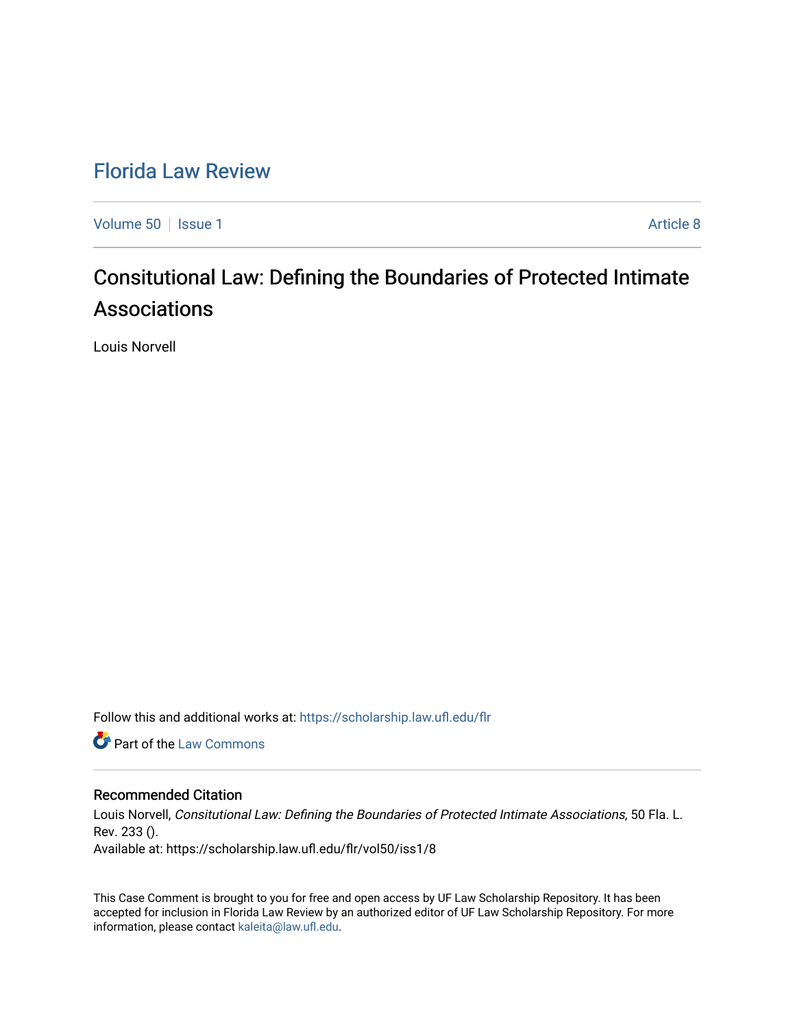# Florida Law Review

Volume 50 | Issue 1 Article 8

## Consitutional Law: Defining the Boundaries of Protected Intimate Associations

Louis Norvell

Follow this and additional works at: https://scholarship.law.ufl.edu/flr

Part of the Law Commons

### Recommended Citation

Louis Norvell, *Consitutional Law: Defining the Boundaries of Protected Intimate Associations*, 50 Fla. L. Rev. 233 ().

Available at: https://scholarship.law.ufl.edu/flr/vol50/iss1/8

This Case Comment is brought to you for free and open access by UF Law Scholarship Repository. It has been accepted for inclusion in Florida Law Review by an authorized editor of UF Law Scholarship Repository. For more information, please contact kaleita@law.ufl.edu.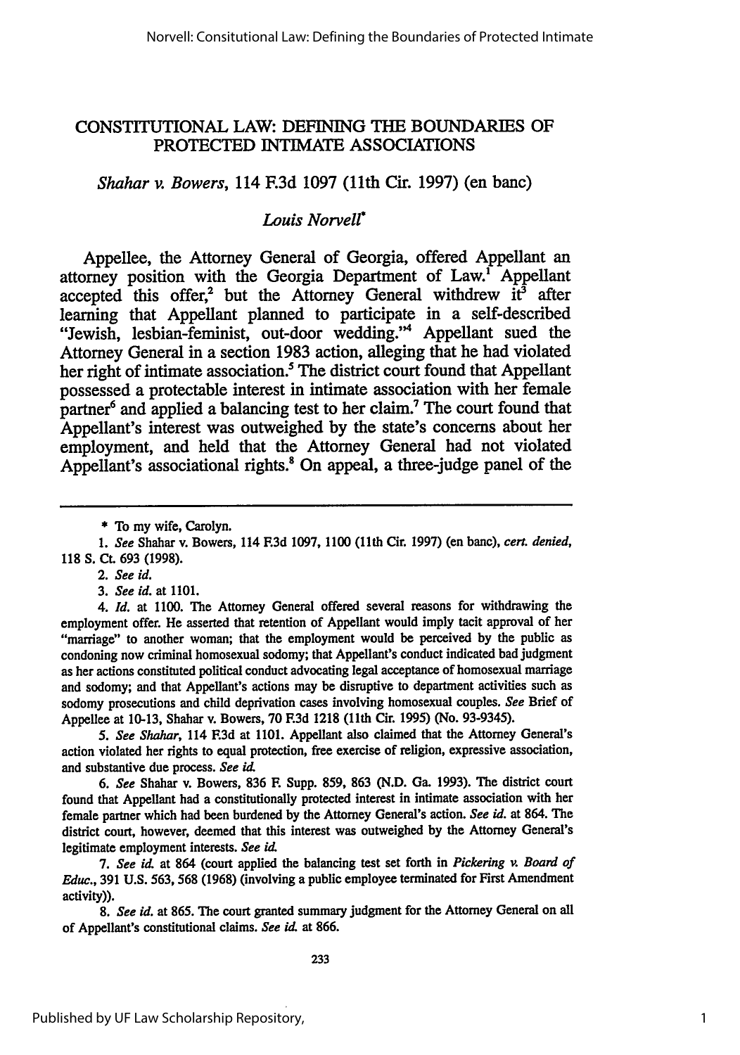# CONSTITUTIONAL LAW: DEFINING THE BOUNDARIES OF PROTECTED INTIMATE ASSOCIATIONS

*Shahar v. Bowers*, 114 F.3d 1097 (11th Cir. 1997) (en banc)

*Louis Norvell*\*

Appellee, the Attorney General of Georgia, offered Appellant an attorney position with the Georgia Department of Law.[1] Appellant accepted this offer,[2] but the Attorney General withdrew it[3] after learning that Appellant planned to participate in a self-described "Jewish, lesbian-feminist, out-door wedding."[4] Appellant sued the Attorney General in a section 1983 action, alleging that he had violated her right of intimate association.[5] The district court found that Appellant possessed a protectable interest in intimate association with her female partner[6] and applied a balancing test to her claim.[7] The court found that Appellant's interest was outweighed by the state's concerns about her employment, and held that the Attorney General had not violated Appellant's associational rights.[8] On appeal, a three-judge panel of the

---

\* To my wife, Carolyn.

1. *See* Shahar v. Bowers, 114 F.3d 1097, 1100 (11th Cir. 1997) (en banc), *cert. denied*, 118 S. Ct. 693 (1998).

2. *See id.*

3. *See id.* at 1101.

4. *Id.* at 1100. The Attorney General offered several reasons for withdrawing the employment offer. He asserted that retention of Appellant would imply tacit approval of her "marriage" to another woman; that the employment would be perceived by the public as condoning now criminal homosexual sodomy; that Appellant's conduct indicated bad judgment as her actions constituted political conduct advocating legal acceptance of homosexual marriage and sodomy; and that Appellant's actions may be disruptive to department activities such as sodomy prosecutions and child deprivation cases involving homosexual couples. *See* Brief of Appellee at 10-13, Shahar v. Bowers, 70 F.3d 1218 (11th Cir. 1995) (No. 93-9345).

5. *See Shahar*, 114 F.3d at 1101. Appellant also claimed that the Attorney General's action violated her rights to equal protection, free exercise of religion, expressive association, and substantive due process. *See id.*

6. *See* Shahar v. Bowers, 836 F. Supp. 859, 863 (N.D. Ga. 1993). The district court found that Appellant had a constitutionally protected interest in intimate association with her female partner which had been burdened by the Attorney General's action. *See id.* at 864. The district court, however, deemed that this interest was outweighed by the Attorney General's legitimate employment interests. *See id.*

7. *See id.* at 864 (court applied the balancing test set forth in *Pickering v. Board of Educ.*, 391 U.S. 563, 568 (1968) (involving a public employee terminated for First Amendment activity)).

8. *See id.* at 865. The court granted summary judgment for the Attorney General on all of Appellant's constitutional claims. *See id.* at 866.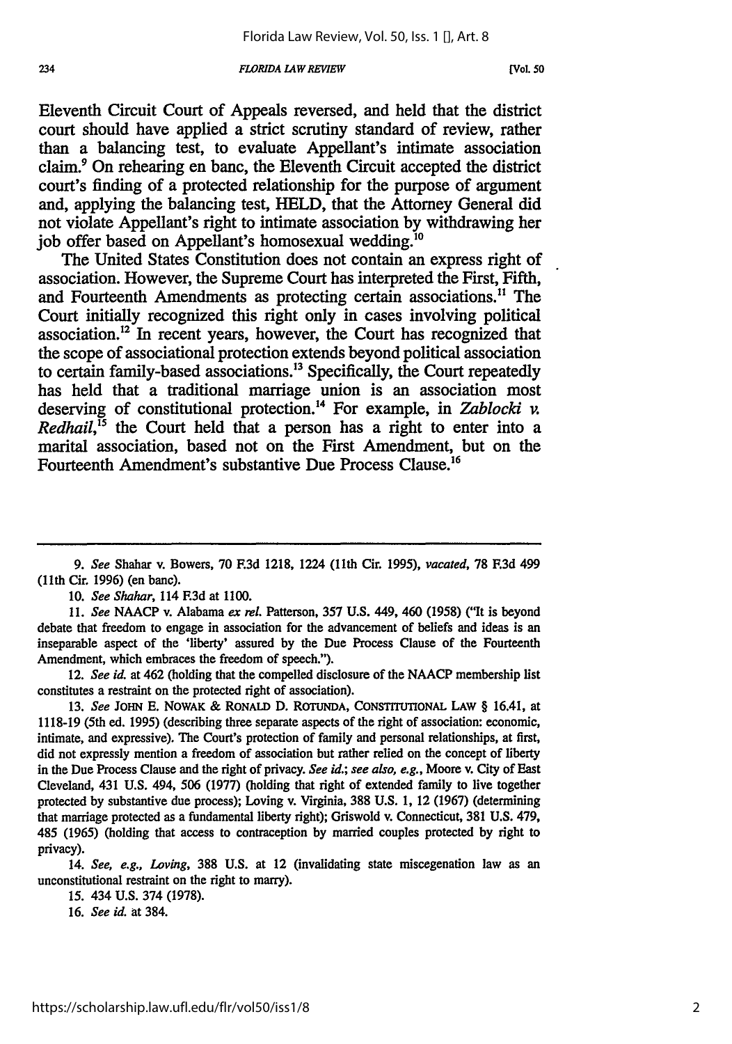Eleventh Circuit Court of Appeals reversed, and held that the district court should have applied a strict scrutiny standard of review, rather than a balancing test, to evaluate Appellant's intimate association claim.[9] On rehearing en banc, the Eleventh Circuit accepted the district court's finding of a protected relationship for the purpose of argument and, applying the balancing test, HELD, that the Attorney General did not violate Appellant's right to intimate association by withdrawing her job offer based on Appellant's homosexual wedding.[10]

The United States Constitution does not contain an express right of association. However, the Supreme Court has interpreted the First, Fifth, and Fourteenth Amendments as protecting certain associations.[11] The Court initially recognized this right only in cases involving political association.[12] In recent years, however, the Court has recognized that the scope of associational protection extends beyond political association to certain family-based associations.[13] Specifically, the Court repeatedly has held that a traditional marriage union is an association most deserving of constitutional protection.[14] For example, in *Zablocki v. Redhail*,[15] the Court held that a person has a right to enter into a marital association, based not on the First Amendment, but on the Fourteenth Amendment's substantive Due Process Clause.[16]

---

9. *See* Shahar v. Bowers, 70 F.3d 1218, 1224 (11th Cir. 1995), *vacated*, 78 F.3d 499 (11th Cir. 1996) (en banc).

10. *See Shahar*, 114 F.3d at 1100.

11. *See* NAACP v. Alabama *ex rel.* Patterson, 357 U.S. 449, 460 (1958) ("It is beyond debate that freedom to engage in association for the advancement of beliefs and ideas is an inseparable aspect of the 'liberty' assured by the Due Process Clause of the Fourteenth Amendment, which embraces the freedom of speech.").

12. *See id.* at 462 (holding that the compelled disclosure of the NAACP membership list constitutes a restraint on the protected right of association).

13. *See* JOHN E. NOWAK & RONALD D. ROTUNDA, CONSTITUTIONAL LAW § 16.41, at 1118-19 (5th ed. 1995) (describing three separate aspects of the right of association: economic, intimate, and expressive). The Court's protection of family and personal relationships, at first, did not expressly mention a freedom of association but rather relied on the concept of liberty in the Due Process Clause and the right of privacy. *See id.*; *see also, e.g.*, Moore v. City of East Cleveland, 431 U.S. 494, 506 (1977) (holding that right of extended family to live together protected by substantive due process); Loving v. Virginia, 388 U.S. 1, 12 (1967) (determining that marriage protected as a fundamental liberty right); Griswold v. Connecticut, 381 U.S. 479, 485 (1965) (holding that access to contraception by married couples protected by right to privacy).

14. *See, e.g.*, *Loving*, 388 U.S. at 12 (invalidating state miscegenation law as an unconstitutional restraint on the right to marry).

15. 434 U.S. 374 (1978).

16. *See id.* at 384.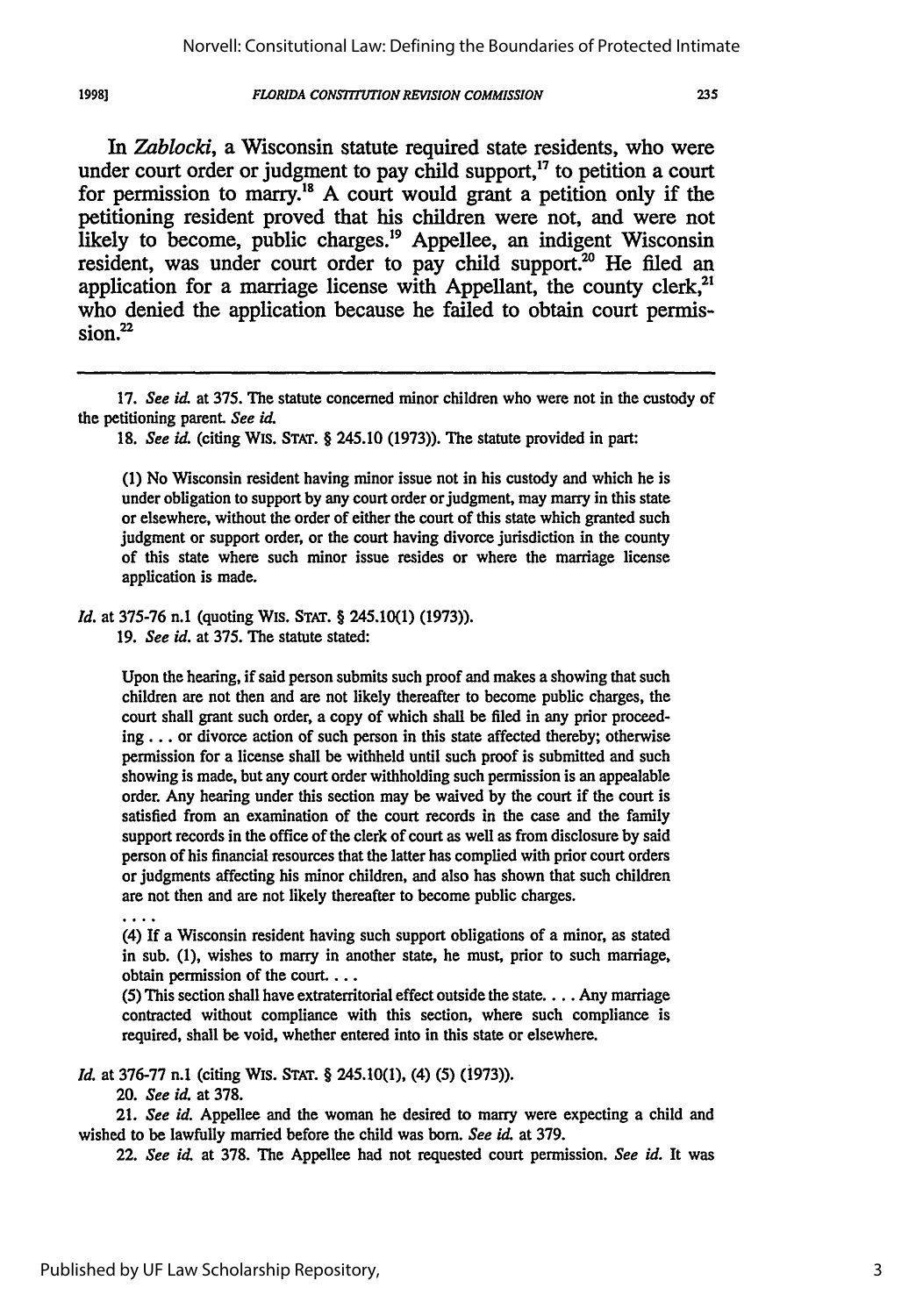In *Zablocki*, a Wisconsin statute required state residents, who were under court order or judgment to pay child support,[17] to petition a court for permission to marry.[18] A court would grant a petition only if the petitioning resident proved that his children were not, and were not likely to become, public charges.[19] Appellee, an indigent Wisconsin resident, was under court order to pay child support.[20] He filed an application for a marriage license with Appellant, the county clerk,[21] who denied the application because he failed to obtain court permission.[22]

---

17. *See id.* at 375. The statute concerned minor children who were not in the custody of the petitioning parent. *See id.*

18. *See id.* (citing WIS. STAT. § 245.10 (1973)). The statute provided in part:

> (1) No Wisconsin resident having minor issue not in his custody and which he is under obligation to support by any court order or judgment, may marry in this state or elsewhere, without the order of either the court of this state which granted such judgment or support order, or the court having divorce jurisdiction in the county of this state where such minor issue resides or where the marriage license application is made.

*Id.* at 375-76 n.1 (quoting WIS. STAT. § 245.10(1) (1973)).

19. *See id.* at 375. The statute stated:

> Upon the hearing, if said person submits such proof and makes a showing that such children are not then and are not likely thereafter to become public charges, the court shall grant such order, a copy of which shall be filed in any prior proceeding . . . or divorce action of such person in this state affected thereby; otherwise permission for a license shall be withheld until such proof is submitted and such showing is made, but any court order withholding such permission is an appealable order. Any hearing under this section may be waived by the court if the court is satisfied from an examination of the court records in the case and the family support records in the office of the clerk of court as well as from disclosure by said person of his financial resources that the latter has complied with prior court orders or judgments affecting his minor children, and also has shown that such children are not then and are not likely thereafter to become public charges.
>
> . . . .
>
> (4) If a Wisconsin resident having such support obligations of a minor, as stated in sub. (1), wishes to marry in another state, he must, prior to such marriage, obtain permission of the court. . . .
>
> (5) This section shall have extraterritorial effect outside the state. . . . Any marriage contracted without compliance with this section, where such compliance is required, shall be void, whether entered into in this state or elsewhere.

*Id.* at 376-77 n.1 (citing WIS. STAT. § 245.10(1), (4) (5) (1973)).

20. *See id.* at 378.

21. *See id.* Appellee and the woman he desired to marry were expecting a child and wished to be lawfully married before the child was born. *See id.* at 379.

22. *See id.* at 378. The Appellee had not requested court permission. *See id.* It was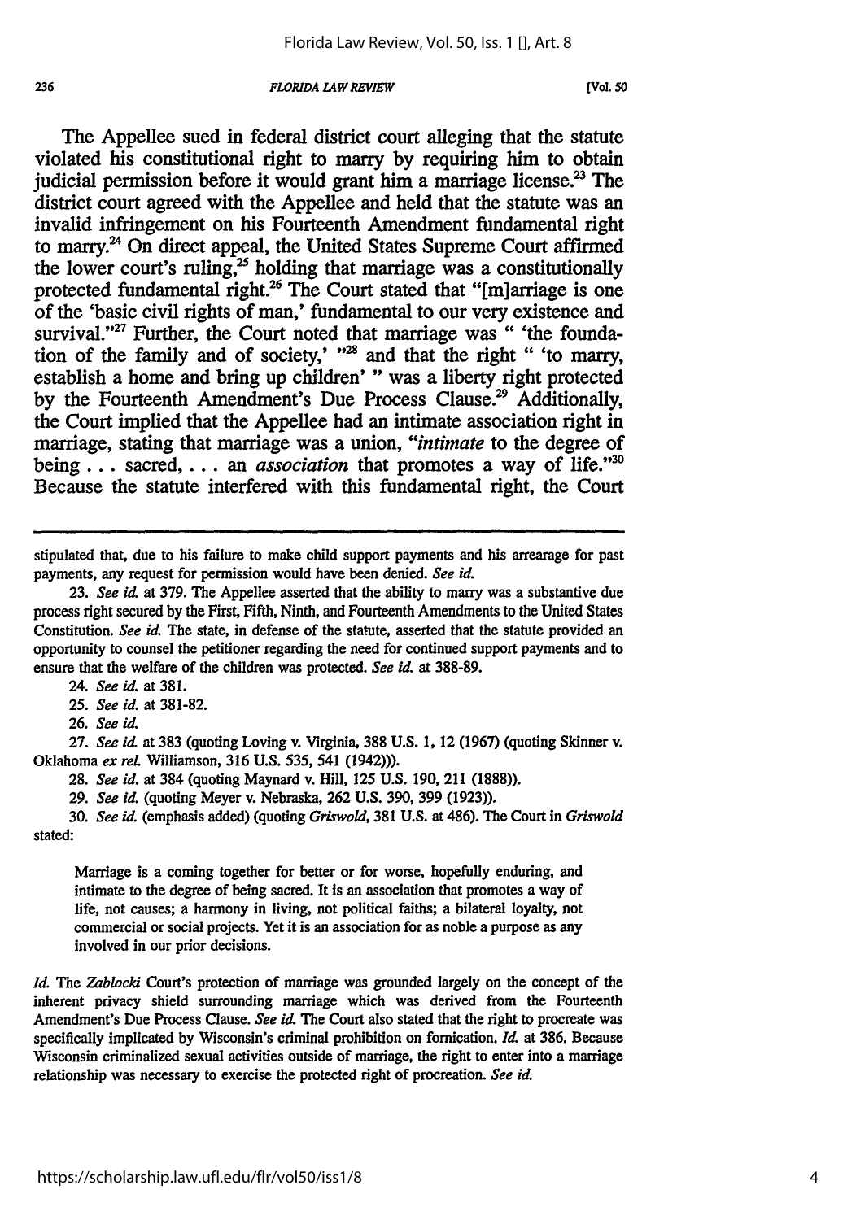The Appellee sued in federal district court alleging that the statute violated his constitutional right to marry by requiring him to obtain judicial permission before it would grant him a marriage license.[23] The district court agreed with the Appellee and held that the statute was an invalid infringement on his Fourteenth Amendment fundamental right to marry.[24] On direct appeal, the United States Supreme Court affirmed the lower court's ruling,[25] holding that marriage was a constitutionally protected fundamental right.[26] The Court stated that "[m]arriage is one of the 'basic civil rights of man,' fundamental to our very existence and survival."[27] Further, the Court noted that marriage was " 'the foundation of the family and of society,' "[28] and that the right " 'to marry, establish a home and bring up children' " was a liberty right protected by the Fourteenth Amendment's Due Process Clause.[29] Additionally, the Court implied that the Appellee had an intimate association right in marriage, stating that marriage was a union, "*intimate* to the degree of being . . . sacred, . . . an *association* that promotes a way of life."[30] Because the statute interfered with this fundamental right, the Court

---

stipulated that, due to his failure to make child support payments and his arrearage for past payments, any request for permission would have been denied. *See id.*

23. *See id.* at 379. The Appellee asserted that the ability to marry was a substantive due process right secured by the First, Fifth, Ninth, and Fourteenth Amendments to the United States Constitution. *See id.* The state, in defense of the statute, asserted that the statute provided an opportunity to counsel the petitioner regarding the need for continued support payments and to ensure that the welfare of the children was protected. *See id.* at 388-89.

24. *See id.* at 381.

25. *See id.* at 381-82.

26. *See id.*

27. *See id.* at 383 (quoting Loving v. Virginia, 388 U.S. 1, 12 (1967) (quoting Skinner v. Oklahoma *ex rel.* Williamson, 316 U.S. 535, 541 (1942))).

28. *See id.* at 384 (quoting Maynard v. Hill, 125 U.S. 190, 211 (1888)).

29. *See id.* (quoting Meyer v. Nebraska, 262 U.S. 390, 399 (1923)).

30. *See id.* (emphasis added) (quoting *Griswold*, 381 U.S. at 486). The Court in *Griswold* stated:

> Marriage is a coming together for better or for worse, hopefully enduring, and intimate to the degree of being sacred. It is an association that promotes a way of life, not causes; a harmony in living, not political faiths; a bilateral loyalty, not commercial or social projects. Yet it is an association for as noble a purpose as any involved in our prior decisions.

*Id.* The *Zablocki* Court's protection of marriage was grounded largely on the concept of the inherent privacy shield surrounding marriage which was derived from the Fourteenth Amendment's Due Process Clause. *See id.* The Court also stated that the right to procreate was specifically implicated by Wisconsin's criminal prohibition on fornication. *Id.* at 386. Because Wisconsin criminalized sexual activities outside of marriage, the right to enter into a marriage relationship was necessary to exercise the protected right of procreation. *See id.*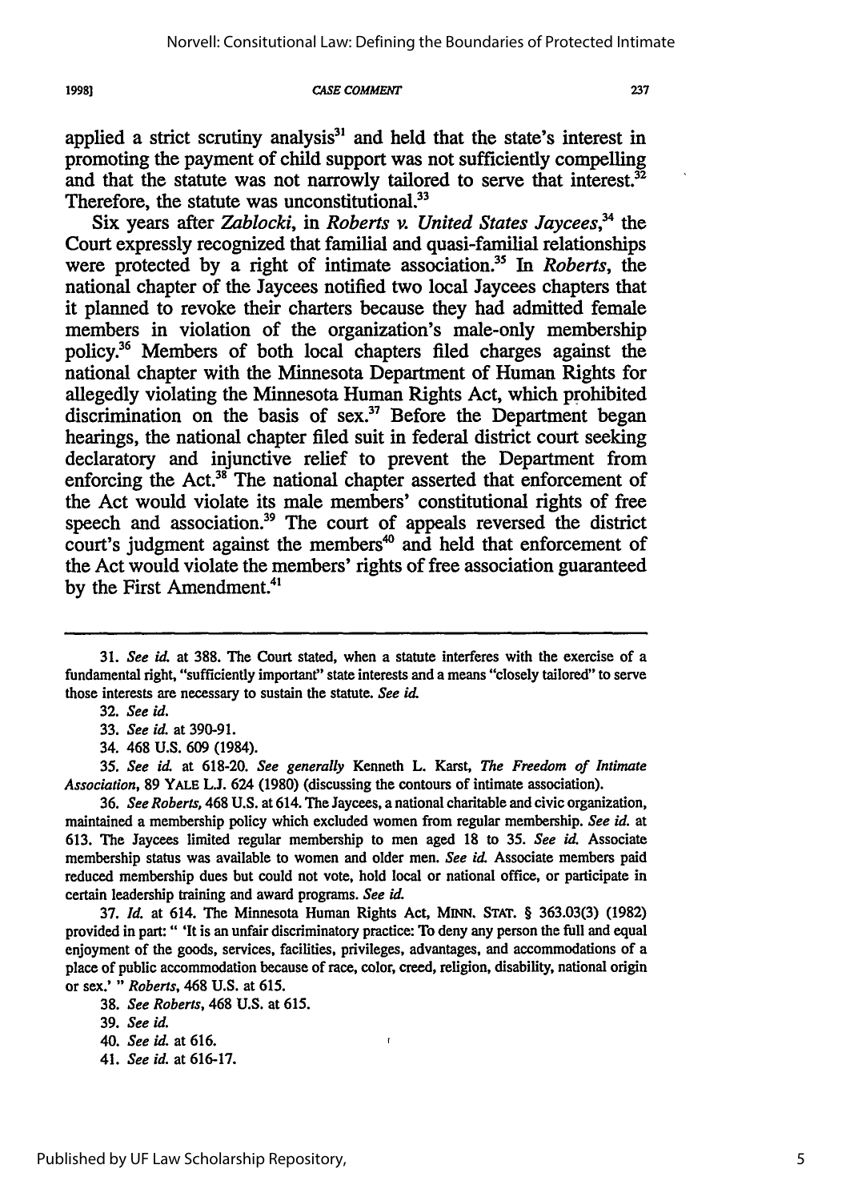applied a strict scrutiny analysis[31] and held that the state's interest in promoting the payment of child support was not sufficiently compelling and that the statute was not narrowly tailored to serve that interest.[32] Therefore, the statute was unconstitutional.[33]

Six years after *Zablocki*, in *Roberts v. United States Jaycees*,[34] the Court expressly recognized that familial and quasi-familial relationships were protected by a right of intimate association.[35] In *Roberts*, the national chapter of the Jaycees notified two local Jaycees chapters that it planned to revoke their charters because they had admitted female members in violation of the organization's male-only membership policy.[36] Members of both local chapters filed charges against the national chapter with the Minnesota Department of Human Rights for allegedly violating the Minnesota Human Rights Act, which prohibited discrimination on the basis of sex.[37] Before the Department began hearings, the national chapter filed suit in federal district court seeking declaratory and injunctive relief to prevent the Department from enforcing the Act.[38] The national chapter asserted that enforcement of the Act would violate its male members' constitutional rights of free speech and association.[39] The court of appeals reversed the district court's judgment against the members[40] and held that enforcement of the Act would violate the members' rights of free association guaranteed by the First Amendment.[41]

---

31. *See id.* at 388. The Court stated, when a statute interferes with the exercise of a fundamental right, "sufficiently important" state interests and a means "closely tailored" to serve those interests are necessary to sustain the statute. *See id.*

32. *See id.*

33. *See id.* at 390-91.

34. 468 U.S. 609 (1984).

35. *See id.* at 618-20. *See generally* Kenneth L. Karst, *The Freedom of Intimate Association*, 89 YALE L.J. 624 (1980) (discussing the contours of intimate association).

36. *See Roberts*, 468 U.S. at 614. The Jaycees, a national charitable and civic organization, maintained a membership policy which excluded women from regular membership. *See id.* at 613. The Jaycees limited regular membership to men aged 18 to 35. *See id.* Associate membership status was available to women and older men. *See id.* Associate members paid reduced membership dues but could not vote, hold local or national office, or participate in certain leadership training and award programs. *See id.*

37. *Id.* at 614. The Minnesota Human Rights Act, MINN. STAT. § 363.03(3) (1982) provided in part: " 'It is an unfair discriminatory practice: To deny any person the full and equal enjoyment of the goods, services, facilities, privileges, advantages, and accommodations of a place of public accommodation because of race, color, creed, religion, disability, national origin or sex.' " *Roberts*, 468 U.S. at 615.

38. *See Roberts*, 468 U.S. at 615.

39. *See id.*

40. *See id.* at 616.

41. *See id.* at 616-17.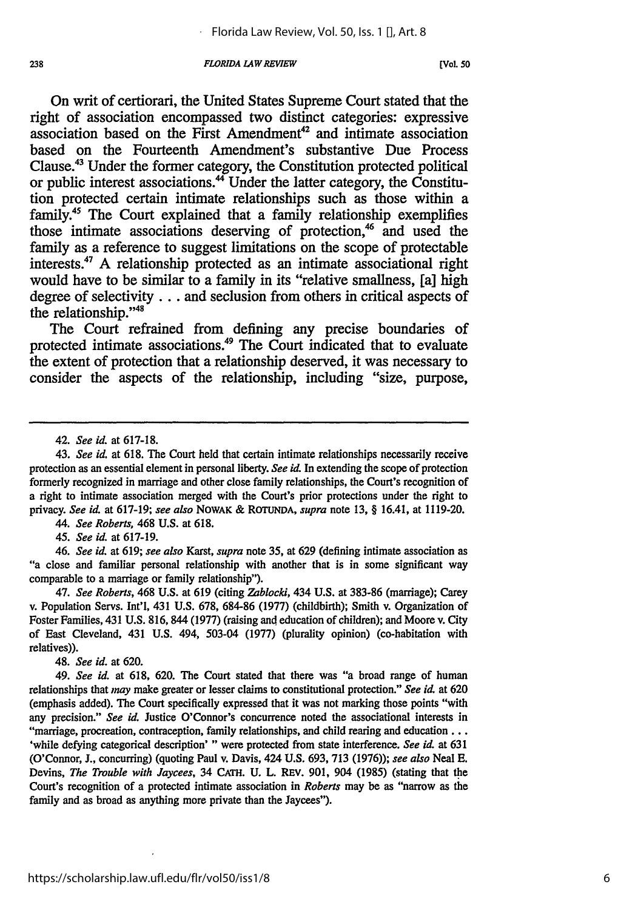On writ of certiorari, the United States Supreme Court stated that the right of association encompassed two distinct categories: expressive association based on the First Amendment[42] and intimate association based on the Fourteenth Amendment's substantive Due Process Clause.[43] Under the former category, the Constitution protected political or public interest associations.[44] Under the latter category, the Constitution protected certain intimate relationships such as those within a family.[45] The Court explained that a family relationship exemplifies those intimate associations deserving of protection,[46] and used the family as a reference to suggest limitations on the scope of protectable interests.[47] A relationship protected as an intimate associational right would have to be similar to a family in its "relative smallness, [a] high degree of selectivity . . . and seclusion from others in critical aspects of the relationship."[48]

The Court refrained from defining any precise boundaries of protected intimate associations.[49] The Court indicated that to evaluate the extent of protection that a relationship deserved, it was necessary to consider the aspects of the relationship, including "size, purpose,

---

42. *See id.* at 617-18.

43. *See id.* at 618. The Court held that certain intimate relationships necessarily receive protection as an essential element in personal liberty. *See id.* In extending the scope of protection formerly recognized in marriage and other close family relationships, the Court's recognition of a right to intimate association merged with the Court's prior protections under the right to privacy. *See id.* at 617-19; *see also* NOWAK & ROTUNDA, *supra* note 13, § 16.41, at 1119-20.

44. *See Roberts*, 468 U.S. at 618.

45. *See id.* at 617-19.

46. *See id.* at 619; *see also* Karst, *supra* note 35, at 629 (defining intimate association as "a close and familiar personal relationship with another that is in some significant way comparable to a marriage or family relationship").

47. *See Roberts*, 468 U.S. at 619 (citing *Zablocki*, 434 U.S. at 383-86 (marriage); Carey v. Population Servs. Int'l, 431 U.S. 678, 684-86 (1977) (childbirth); Smith v. Organization of Foster Families, 431 U.S. 816, 844 (1977) (raising and education of children); and Moore v. City of East Cleveland, 431 U.S. 494, 503-04 (1977) (plurality opinion) (co-habitation with relatives)).

48. *See id.* at 620.

49. *See id.* at 618, 620. The Court stated that there was "a broad range of human relationships that *may* make greater or lesser claims to constitutional protection." *See id.* at 620 (emphasis added). The Court specifically expressed that it was not marking those points "with any precision." *See id.* Justice O'Connor's concurrence noted the associational interests in "marriage, procreation, contraception, family relationships, and child rearing and education . . . 'while defying categorical description' " were protected from state interference. *See id.* at 631 (O'Connor, J., concurring) (quoting Paul v. Davis, 424 U.S. 693, 713 (1976)); *see also* Neal E. Devins, *The Trouble with Jaycees*, 34 CATH. U. L. REV. 901, 904 (1985) (stating that the Court's recognition of a protected intimate association in *Roberts* may be as "narrow as the family and as broad as anything more private than the Jaycees").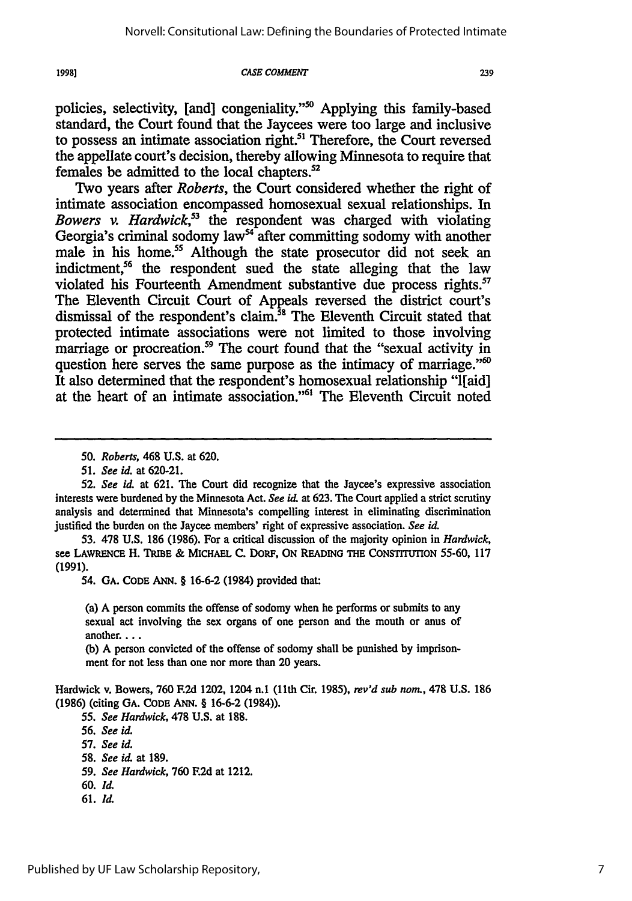policies, selectivity, [and] congeniality."[50] Applying this family-based standard, the Court found that the Jaycees were too large and inclusive to possess an intimate association right.[51] Therefore, the Court reversed the appellate court's decision, thereby allowing Minnesota to require that females be admitted to the local chapters.[52]

Two years after *Roberts*, the Court considered whether the right of intimate association encompassed homosexual sexual relationships. In *Bowers v. Hardwick*,[53] the respondent was charged with violating Georgia's criminal sodomy law[54] after committing sodomy with another male in his home.[55] Although the state prosecutor did not seek an indictment,[56] the respondent sued the state alleging that the law violated his Fourteenth Amendment substantive due process rights.[57] The Eleventh Circuit Court of Appeals reversed the district court's dismissal of the respondent's claim.[58] The Eleventh Circuit stated that protected intimate associations were not limited to those involving marriage or procreation.[59] The court found that the "sexual activity in question here serves the same purpose as the intimacy of marriage."[60] It also determined that the respondent's homosexual relationship "l[aid] at the heart of an intimate association."[61] The Eleventh Circuit noted

---

50. *Roberts*, 468 U.S. at 620.

51. *See id.* at 620-21.

52. *See id.* at 621. The Court did recognize that the Jaycee's expressive association interests were burdened by the Minnesota Act. *See id.* at 623. The Court applied a strict scrutiny analysis and determined that Minnesota's compelling interest in eliminating discrimination justified the burden on the Jaycee members' right of expressive association. *See id.*

53. 478 U.S. 186 (1986). For a critical discussion of the majority opinion in *Hardwick*, see LAWRENCE H. TRIBE & MICHAEL C. DORF, ON READING THE CONSTITUTION 55-60, 117 (1991).

54. GA. CODE ANN. § 16-6-2 (1984) provided that:

> (a) A person commits the offense of sodomy when he performs or submits to any sexual act involving the sex organs of one person and the mouth or anus of another. . . .
>
> (b) A person convicted of the offense of sodomy shall be punished by imprisonment for not less than one nor more than 20 years.

Hardwick v. Bowers, 760 F.2d 1202, 1204 n.1 (11th Cir. 1985), *rev'd sub nom.*, 478 U.S. 186 (1986) (citing GA. CODE ANN. § 16-6-2 (1984)).

55. *See Hardwick*, 478 U.S. at 188.

56. *See id.*

57. *See id.*

58. *See id.* at 189.

59. *See Hardwick*, 760 F.2d at 1212.

60. *Id.*

61. *Id.*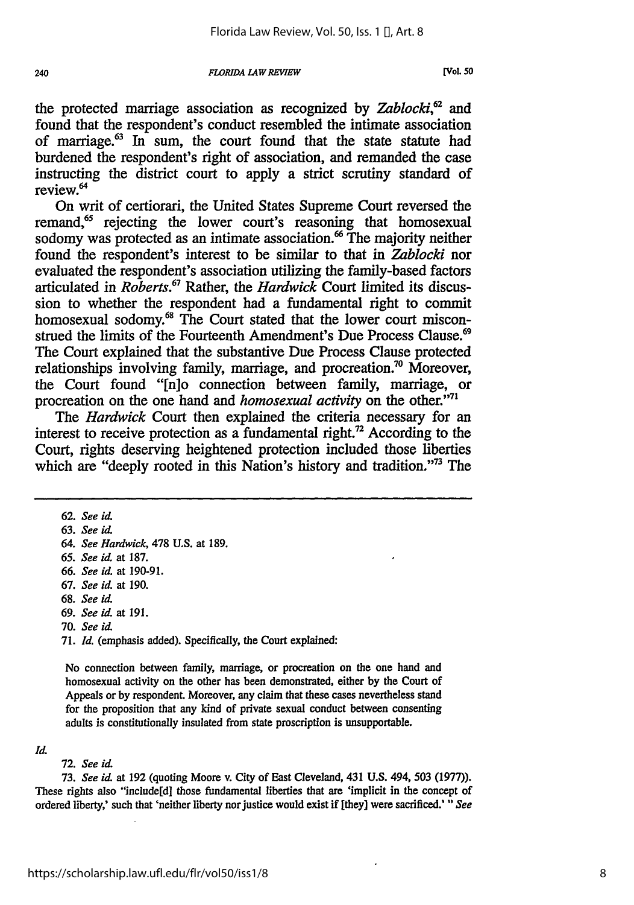the protected marriage association as recognized by *Zablocki*,[62] and found that the respondent's conduct resembled the intimate association of marriage.[63] In sum, the court found that the state statute had burdened the respondent's right of association, and remanded the case instructing the district court to apply a strict scrutiny standard of review.[64]

On writ of certiorari, the United States Supreme Court reversed the remand,[65] rejecting the lower court's reasoning that homosexual sodomy was protected as an intimate association.[66] The majority neither found the respondent's interest to be similar to that in *Zablocki* nor evaluated the respondent's association utilizing the family-based factors articulated in *Roberts*.[67] Rather, the *Hardwick* Court limited its discussion to whether the respondent had a fundamental right to commit homosexual sodomy.[68] The Court stated that the lower court misconstrued the limits of the Fourteenth Amendment's Due Process Clause.[69] The Court explained that the substantive Due Process Clause protected relationships involving family, marriage, and procreation.[70] Moreover, the Court found "[n]o connection between family, marriage, or procreation on the one hand and *homosexual activity* on the other."[71]

The *Hardwick* Court then explained the criteria necessary for an interest to receive protection as a fundamental right.[72] According to the Court, rights deserving heightened protection included those liberties which are "deeply rooted in this Nation's history and tradition."[73] The

---

62. *See id.*

63. *See id.*

64. *See Hardwick*, 478 U.S. at 189.

65. *See id.* at 187.

66. *See id.* at 190-91.

67. *See id.* at 190.

68. *See id.*

69. *See id.* at 191.

70. *See id.*

71. *Id.* (emphasis added). Specifically, the Court explained:

> No connection between family, marriage, or procreation on the one hand and homosexual activity on the other has been demonstrated, either by the Court of Appeals or by respondent. Moreover, any claim that these cases nevertheless stand for the proposition that any kind of private sexual conduct between consenting adults is constitutionally insulated from state proscription is unsupportable.

*Id.*

72. *See id.*

73. *See id.* at 192 (quoting Moore v. City of East Cleveland, 431 U.S. 494, 503 (1977)). These rights also "include[d] those fundamental liberties that are 'implicit in the concept of ordered liberty,' such that 'neither liberty nor justice would exist if [they] were sacrificed.' " *See*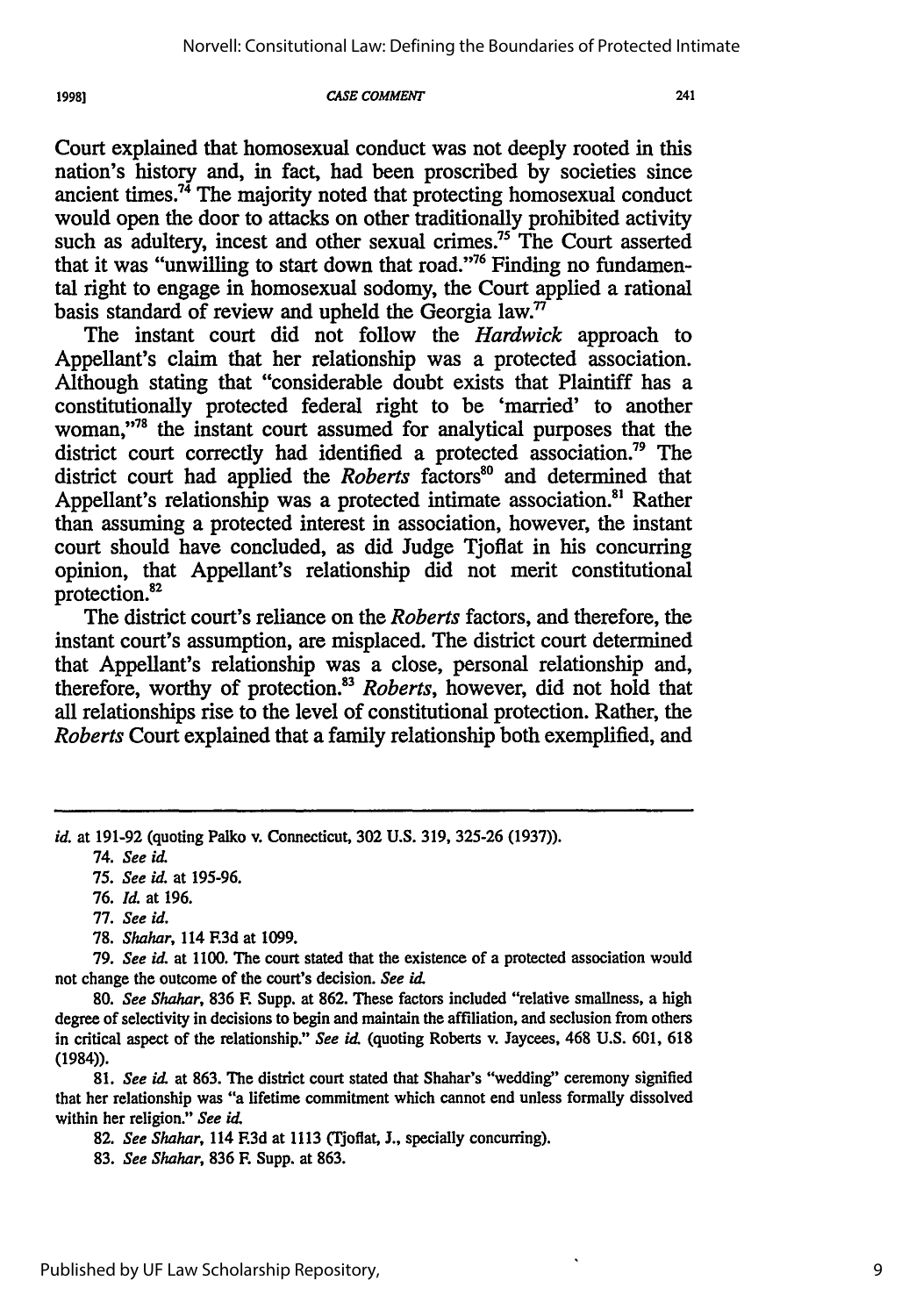Court explained that homosexual conduct was not deeply rooted in this nation's history and, in fact, had been proscribed by societies since ancient times.[74] The majority noted that protecting homosexual conduct would open the door to attacks on other traditionally prohibited activity such as adultery, incest and other sexual crimes.[75] The Court asserted that it was "unwilling to start down that road."[76] Finding no fundamental right to engage in homosexual sodomy, the Court applied a rational basis standard of review and upheld the Georgia law.[77]

The instant court did not follow the *Hardwick* approach to Appellant's claim that her relationship was a protected association. Although stating that "considerable doubt exists that Plaintiff has a constitutionally protected federal right to be 'married' to another woman,"[78] the instant court assumed for analytical purposes that the district court correctly had identified a protected association.[79] The district court had applied the *Roberts* factors[80] and determined that Appellant's relationship was a protected intimate association.[81] Rather than assuming a protected interest in association, however, the instant court should have concluded, as did Judge Tjoflat in his concurring opinion, that Appellant's relationship did not merit constitutional protection.[82]

The district court's reliance on the *Roberts* factors, and therefore, the instant court's assumption, are misplaced. The district court determined that Appellant's relationship was a close, personal relationship and, therefore, worthy of protection.[83] *Roberts*, however, did not hold that all relationships rise to the level of constitutional protection. Rather, the *Roberts* Court explained that a family relationship both exemplified, and

---

*id.* at 191-92 (quoting Palko v. Connecticut, 302 U.S. 319, 325-26 (1937)).

74. *See id.*

75. *See id.* at 195-96.

76. *Id.* at 196.

77. *See id.*

78. *Shahar*, 114 F.3d at 1099.

79. *See id.* at 1100. The court stated that the existence of a protected association would not change the outcome of the court's decision. *See id.*

80. *See Shahar*, 836 F. Supp. at 862. These factors included "relative smallness, a high degree of selectivity in decisions to begin and maintain the affiliation, and seclusion from others in critical aspect of the relationship." *See id.* (quoting Roberts v. Jaycees, 468 U.S. 601, 618 (1984)).

81. *See id.* at 863. The district court stated that Shahar's "wedding" ceremony signified that her relationship was "a lifetime commitment which cannot end unless formally dissolved within her religion." *See id.*

82. *See Shahar*, 114 F.3d at 1113 (Tjoflat, J., specially concurring).

83. *See Shahar*, 836 F. Supp. at 863.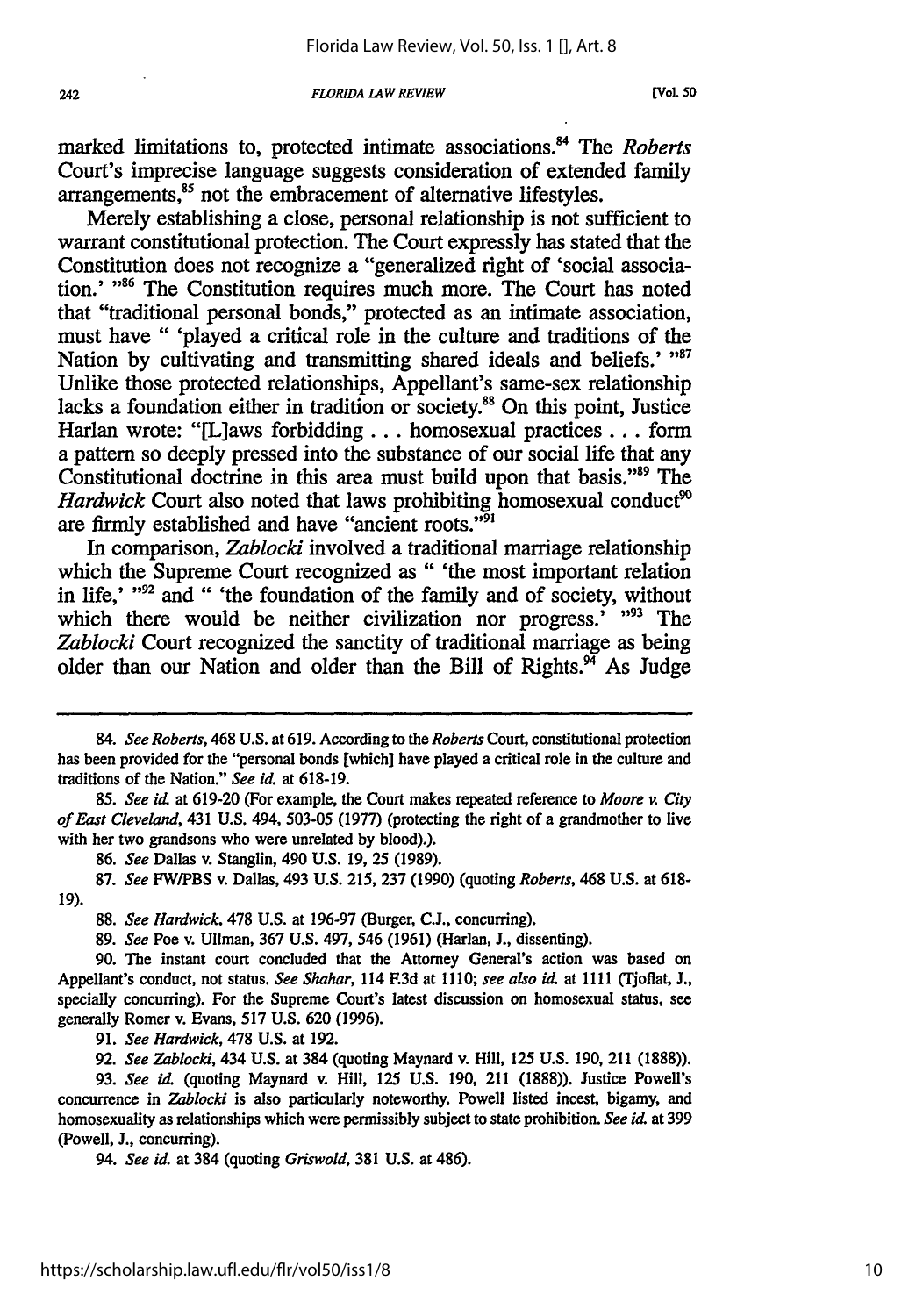marked limitations to, protected intimate associations.[84] The *Roberts* Court's imprecise language suggests consideration of extended family arrangements,[85] not the embracement of alternative lifestyles.

Merely establishing a close, personal relationship is not sufficient to warrant constitutional protection. The Court expressly has stated that the Constitution does not recognize a "generalized right of 'social association.'"[86] The Constitution requires much more. The Court has noted that "traditional personal bonds," protected as an intimate association, must have "'played a critical role in the culture and traditions of the Nation by cultivating and transmitting shared ideals and beliefs.'"[87] Unlike those protected relationships, Appellant's same-sex relationship lacks a foundation either in tradition or society.[88] On this point, Justice Harlan wrote: "[L]aws forbidding . . . homosexual practices . . . form a pattern so deeply pressed into the substance of our social life that any Constitutional doctrine in this area must build upon that basis."[89] The *Hardwick* Court also noted that laws prohibiting homosexual conduct[90] are firmly established and have "ancient roots."[91]

In comparison, *Zablocki* involved a traditional marriage relationship which the Supreme Court recognized as "'the most important relation in life,'"[92] and "'the foundation of the family and of society, without which there would be neither civilization nor progress.'"[93] The *Zablocki* Court recognized the sanctity of traditional marriage as being older than our Nation and older than the Bill of Rights.[94] As Judge

---

84. *See Roberts*, 468 U.S. at 619. According to the *Roberts* Court, constitutional protection has been provided for the "personal bonds [which] have played a critical role in the culture and traditions of the Nation." *See id.* at 618-19.

85. *See id.* at 619-20 (For example, the Court makes repeated reference to *Moore v. City of East Cleveland*, 431 U.S. 494, 503-05 (1977) (protecting the right of a grandmother to live with her two grandsons who were unrelated by blood).).

86. *See* Dallas v. Stanglin, 490 U.S. 19, 25 (1989).

87. *See* FW/PBS v. Dallas, 493 U.S. 215, 237 (1990) (quoting *Roberts*, 468 U.S. at 618-19).

88. *See Hardwick*, 478 U.S. at 196-97 (Burger, C.J., concurring).

89. *See* Poe v. Ullman, 367 U.S. 497, 546 (1961) (Harlan, J., dissenting).

90. The instant court concluded that the Attorney General's action was based on Appellant's conduct, not status. *See Shahar*, 114 F.3d at 1110; *see also id.* at 1111 (Tjoflat, J., specially concurring). For the Supreme Court's latest discussion on homosexual status, see generally Romer v. Evans, 517 U.S. 620 (1996).

91. *See Hardwick*, 478 U.S. at 192.

92. *See Zablocki*, 434 U.S. at 384 (quoting Maynard v. Hill, 125 U.S. 190, 211 (1888)).

93. *See id.* (quoting Maynard v. Hill, 125 U.S. 190, 211 (1888)). Justice Powell's concurrence in *Zablocki* is also particularly noteworthy. Powell listed incest, bigamy, and homosexuality as relationships which were permissibly subject to state prohibition. *See id.* at 399 (Powell, J., concurring).

94. *See id.* at 384 (quoting *Griswold*, 381 U.S. at 486).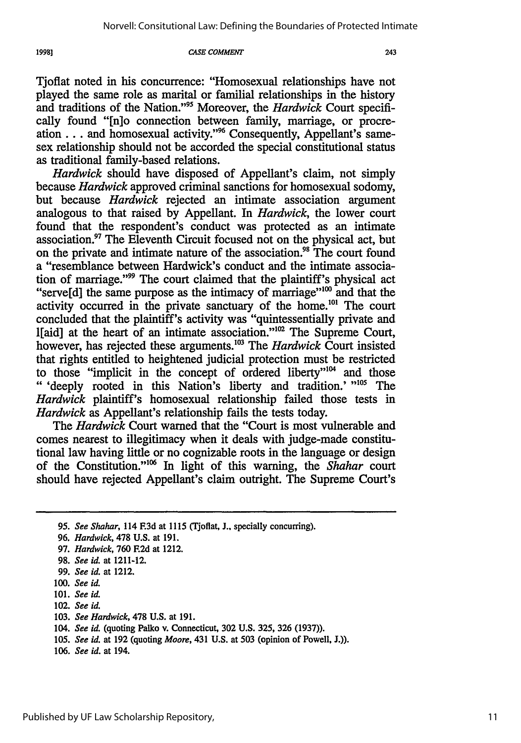Tjoflat noted in his concurrence: "Homosexual relationships have not played the same role as marital or familial relationships in the history and traditions of the Nation."[95] Moreover, the *Hardwick* Court specifically found "[n]o connection between family, marriage, or procreation . . . and homosexual activity."[96] Consequently, Appellant's same-sex relationship should not be accorded the special constitutional status as traditional family-based relations.

*Hardwick* should have disposed of Appellant's claim, not simply because *Hardwick* approved criminal sanctions for homosexual sodomy, but because *Hardwick* rejected an intimate association argument analogous to that raised by Appellant. In *Hardwick*, the lower court found that the respondent's conduct was protected as an intimate association.[97] The Eleventh Circuit focused not on the physical act, but on the private and intimate nature of the association.[98] The court found a "resemblance between Hardwick's conduct and the intimate association of marriage."[99] The court claimed that the plaintiff's physical act "serve[d] the same purpose as the intimacy of marriage"[100] and that the activity occurred in the private sanctuary of the home.[101] The court concluded that the plaintiff's activity was "quintessentially private and l[aid] at the heart of an intimate association."[102] The Supreme Court, however, has rejected these arguments.[103] The *Hardwick* Court insisted that rights entitled to heightened judicial protection must be restricted to those "implicit in the concept of ordered liberty"[104] and those " 'deeply rooted in this Nation's liberty and tradition.' "[105] The *Hardwick* plaintiff's homosexual relationship failed those tests in *Hardwick* as Appellant's relationship fails the tests today.

The *Hardwick* Court warned that the "Court is most vulnerable and comes nearest to illegitimacy when it deals with judge-made constitutional law having little or no cognizable roots in the language or design of the Constitution."[106] In light of this warning, the *Shahar* court should have rejected Appellant's claim outright. The Supreme Court's

---

95. *See Shahar*, 114 F.3d at 1115 (Tjoflat, J., specially concurring).

96. *Hardwick*, 478 U.S. at 191.

97. *Hardwick*, 760 F.2d at 1212.

98. *See id.* at 1211-12.

99. *See id.* at 1212.

100. *See id.*

101. *See id.*

102. *See id.*

103. *See Hardwick*, 478 U.S. at 191.

104. *See id.* (quoting Palko v. Connecticut, 302 U.S. 325, 326 (1937)).

105. *See id.* at 192 (quoting *Moore*, 431 U.S. at 503 (opinion of Powell, J.)).

106. *See id.* at 194.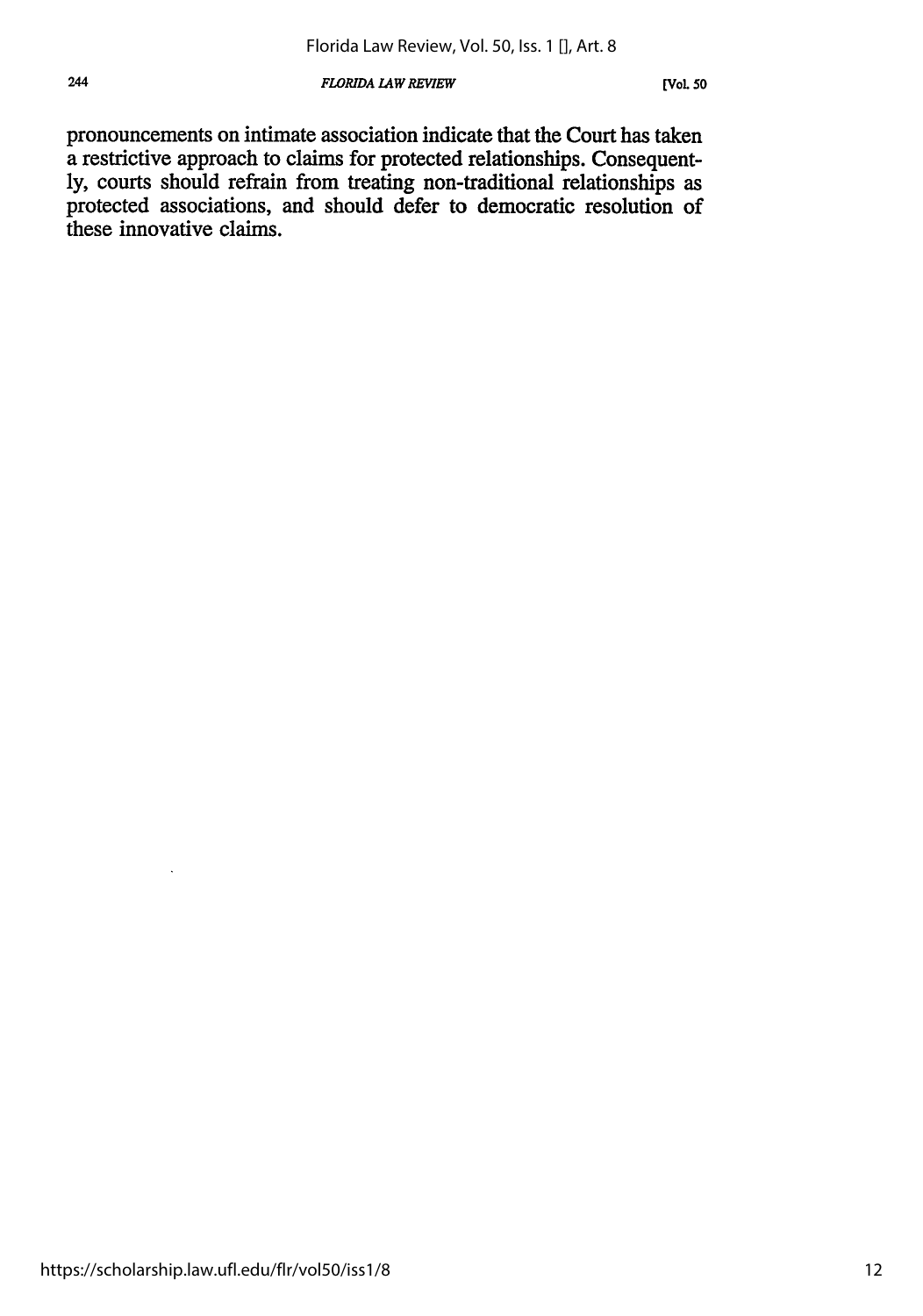pronouncements on intimate association indicate that the Court has taken a restrictive approach to claims for protected relationships. Consequently, courts should refrain from treating non-traditional relationships as protected associations, and should defer to democratic resolution of these innovative claims.